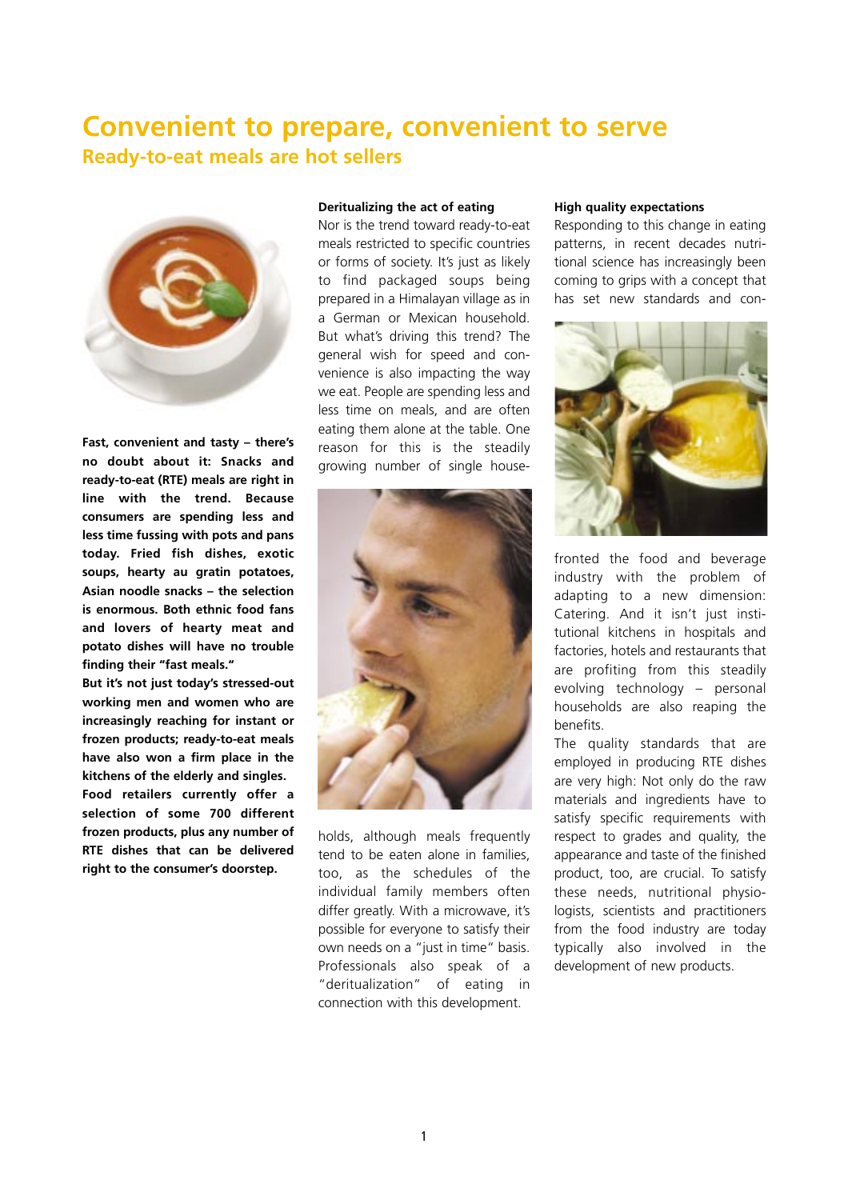# Convenient to prepare, convenient to serve

## Ready-to-eat meals are hot sellers

**Fast, convenient and tasty – there's no doubt about it: Snacks and ready-to-eat (RTE) meals are right in line with the trend. Because consumers are spending less and less time fussing with pots and pans today. Fried fish dishes, exotic soups, hearty au gratin potatoes, Asian noodle snacks – the selection is enormous. Both ethnic food fans and lovers of hearty meat and potato dishes will have no trouble finding their "fast meals."**

**But it's not just today's stressed-out working men and women who are increasingly reaching for instant or frozen products; ready-to-eat meals have also won a firm place in the kitchens of the elderly and singles.**

**Food retailers currently offer a selection of some 700 different frozen products, plus any number of RTE dishes that can be delivered right to the consumer's doorstep.**

### Deritualizing the act of eating

Nor is the trend toward ready-to-eat meals restricted to specific countries or forms of society. It's just as likely to find packaged soups being prepared in a Himalayan village as in a German or Mexican household. But what's driving this trend? The general wish for speed and convenience is also impacting the way we eat. People are spending less and less time on meals, and are often eating them alone at the table. One reason for this is the steadily growing number of single households, although meals frequently tend to be eaten alone in families, too, as the schedules of the individual family members often differ greatly. With a microwave, it's possible for everyone to satisfy their own needs on a "just in time" basis. Professionals also speak of a "deritualization" of eating in connection with this development.

### High quality expectations

Responding to this change in eating patterns, in recent decades nutritional science has increasingly been coming to grips with a concept that has set new standards and confronted the food and beverage industry with the problem of adapting to a new dimension: Catering. And it isn't just institutional kitchens in hospitals and factories, hotels and restaurants that are profiting from this steadily evolving technology – personal households are also reaping the benefits.

The quality standards that are employed in producing RTE dishes are very high: Not only do the raw materials and ingredients have to satisfy specific requirements with respect to grades and quality, the appearance and taste of the finished product, too, are crucial. To satisfy these needs, nutritional physiologists, scientists and practitioners from the food industry are today typically also involved in the development of new products.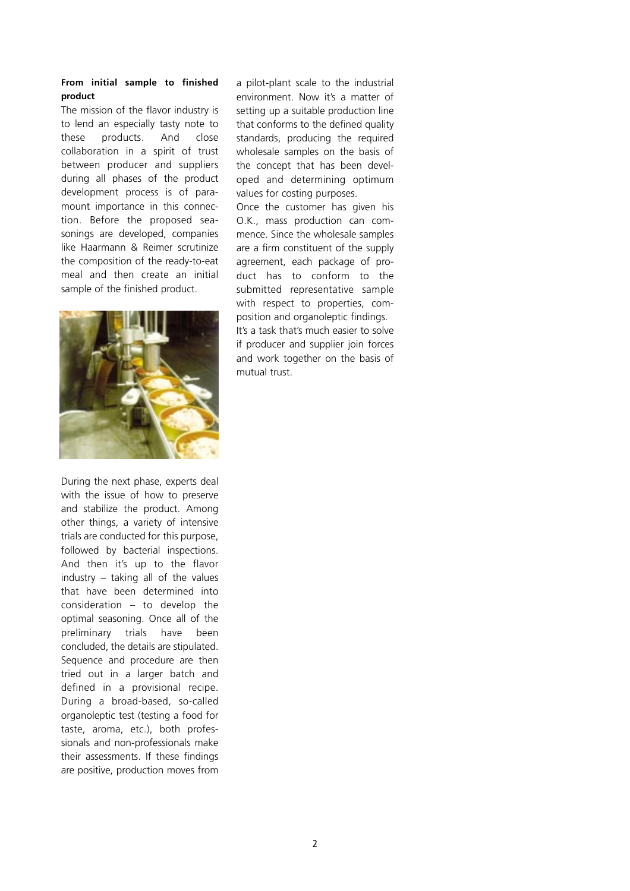**From initial sample to finished product**

The mission of the flavor industry is to lend an especially tasty note to these products. And close collaboration in a spirit of trust between producer and suppliers during all phases of the product development process is of paramount importance in this connection. Before the proposed seasonings are developed, companies like Haarmann & Reimer scrutinize the composition of the ready-to-eat meal and then create an initial sample of the finished product.

During the next phase, experts deal with the issue of how to preserve and stabilize the product. Among other things, a variety of intensive trials are conducted for this purpose, followed by bacterial inspections. And then it's up to the flavor industry – taking all of the values that have been determined into consideration – to develop the optimal seasoning. Once all of the preliminary trials have been concluded, the details are stipulated. Sequence and procedure are then tried out in a larger batch and defined in a provisional recipe. During a broad-based, so-called organoleptic test (testing a food for taste, aroma, etc.), both professionals and non-professionals make their assessments. If these findings are positive, production moves from a pilot-plant scale to the industrial environment. Now it's a matter of setting up a suitable production line that conforms to the defined quality standards, producing the required wholesale samples on the basis of the concept that has been developed and determining optimum values for costing purposes.

Once the customer has given his O.K., mass production can commence. Since the wholesale samples are a firm constituent of the supply agreement, each package of product has to conform to the submitted representative sample with respect to properties, composition and organoleptic findings.

It's a task that's much easier to solve if producer and supplier join forces and work together on the basis of mutual trust.